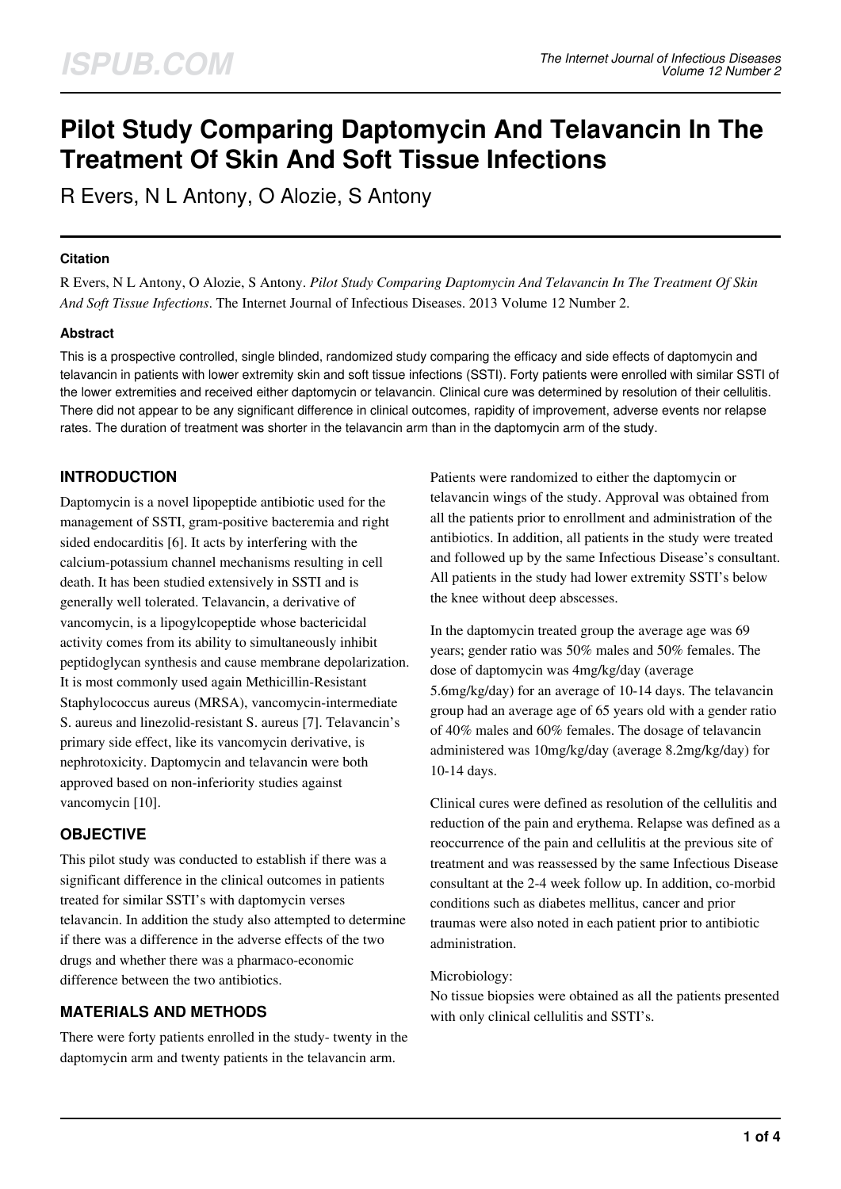# Pilot Study Comparing Daptomycin And Telavancin In The Treatment Of Skin And Soft Tissue Infections

R Evers, N L Antony, O Alozie, S Antony

### Citation

R Evers, N L Antony, O Alozie, S Antony. *Pilot Study Comparing Daptomycin And Telavancin In The Treatment Of Skin And Soft Tissue Infections*. The Internet Journal of Infectious Diseases. 2013 Volume 12 Number 2.

### Abstract

This is a prospective controlled, single blinded, randomized study comparing the efficacy and side effects of daptomycin and telavancin in patients with lower extremity skin and soft tissue infections (SSTI). Forty patients were enrolled with similar SSTI of the lower extremities and received either daptomycin or telavancin. Clinical cure was determined by resolution of their cellulitis. There did not appear to be any significant difference in clinical outcomes, rapidity of improvement, adverse events nor relapse rates. The duration of treatment was shorter in the telavancin arm than in the daptomycin arm of the study.

## INTRODUCTION

Daptomycin is a novel lipopeptide antibiotic used for the management of SSTI, gram-positive bacteremia and right sided endocarditis [6]. It acts by interfering with the calcium-potassium channel mechanisms resulting in cell death. It has been studied extensively in SSTI and is generally well tolerated. Telavancin, a derivative of vancomycin, is a lipogylcopeptide whose bactericidal activity comes from its ability to simultaneously inhibit peptidoglycan synthesis and cause membrane depolarization. It is most commonly used again Methicillin-Resistant Staphylococcus aureus (MRSA), vancomycin-intermediate S. aureus and linezolid-resistant S. aureus [7]. Telavancin's primary side effect, like its vancomycin derivative, is nephrotoxicity. Daptomycin and telavancin were both approved based on non-inferiority studies against vancomycin [10].

## OBJECTIVE

This pilot study was conducted to establish if there was a significant difference in the clinical outcomes in patients treated for similar SSTI's with daptomycin verses telavancin. In addition the study also attempted to determine if there was a difference in the adverse effects of the two drugs and whether there was a pharmaco-economic difference between the two antibiotics.

## MATERIALS AND METHODS

There were forty patients enrolled in the study- twenty in the daptomycin arm and twenty patients in the telavancin arm. Patients were randomized to either the daptomycin or telavancin wings of the study. Approval was obtained from all the patients prior to enrollment and administration of the antibiotics. In addition, all patients in the study were treated and followed up by the same Infectious Disease's consultant. All patients in the study had lower extremity SSTI's below the knee without deep abscesses.

In the daptomycin treated group the average age was 69 years; gender ratio was 50% males and 50% females. The dose of daptomycin was 4mg/kg/day (average 5.6mg/kg/day) for an average of 10-14 days. The telavancin group had an average age of 65 years old with a gender ratio of 40% males and 60% females. The dosage of telavancin administered was 10mg/kg/day (average 8.2mg/kg/day) for 10-14 days.

Clinical cures were defined as resolution of the cellulitis and reduction of the pain and erythema. Relapse was defined as a reoccurrence of the pain and cellulitis at the previous site of treatment and was reassessed by the same Infectious Disease consultant at the 2-4 week follow up. In addition, co-morbid conditions such as diabetes mellitus, cancer and prior traumas were also noted in each patient prior to antibiotic administration.

Microbiology:

No tissue biopsies were obtained as all the patients presented with only clinical cellulitis and SSTI's.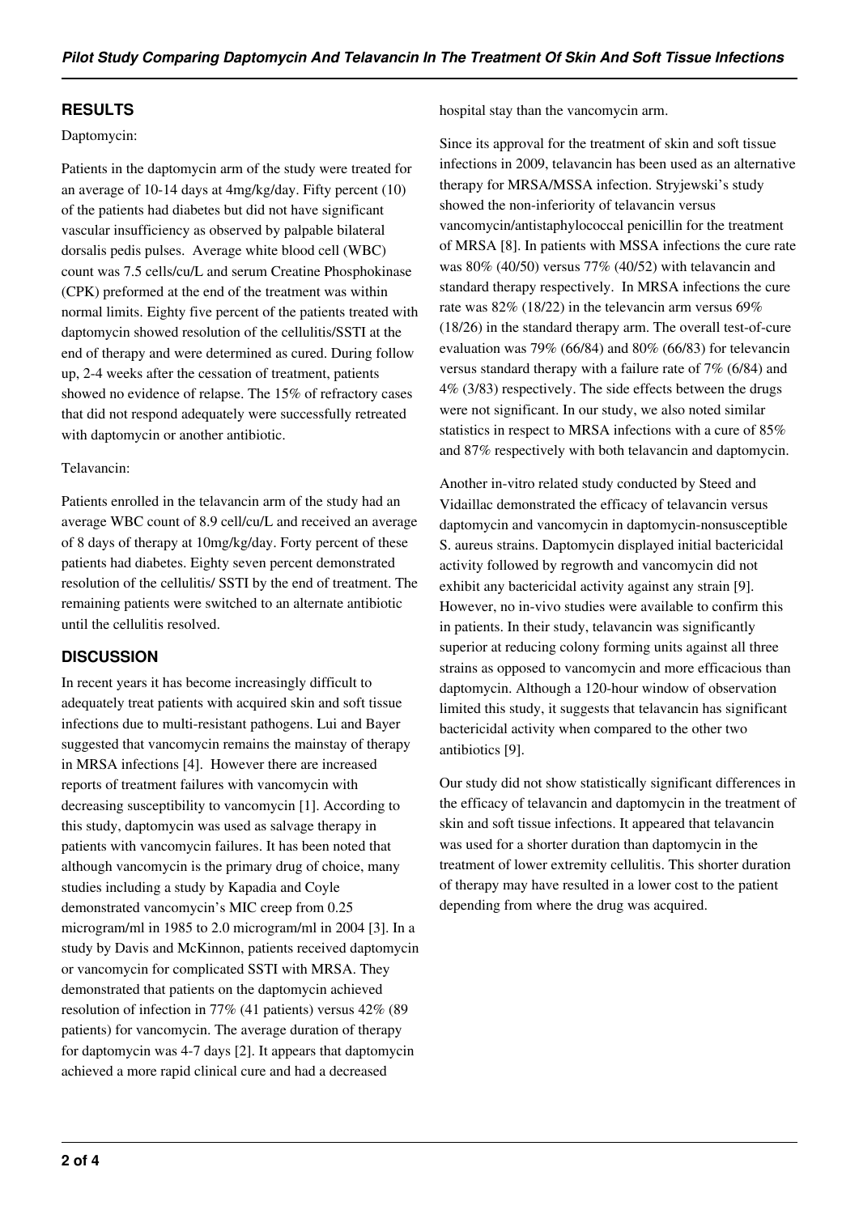## RESULTS

Daptomycin:

Patients in the daptomycin arm of the study were treated for an average of 10-14 days at 4mg/kg/day. Fifty percent (10) of the patients had diabetes but did not have significant vascular insufficiency as observed by palpable bilateral dorsalis pedis pulses. Average white blood cell (WBC) count was 7.5 cells/cu/L and serum Creatine Phosphokinase (CPK) preformed at the end of the treatment was within normal limits. Eighty five percent of the patients treated with daptomycin showed resolution of the cellulitis/SSTI at the end of therapy and were determined as cured. During follow up, 2-4 weeks after the cessation of treatment, patients showed no evidence of relapse. The 15% of refractory cases that did not respond adequately were successfully retreated with daptomycin or another antibiotic.

Telavancin:

Patients enrolled in the telavancin arm of the study had an average WBC count of 8.9 cell/cu/L and received an average of 8 days of therapy at 10mg/kg/day. Forty percent of these patients had diabetes. Eighty seven percent demonstrated resolution of the cellulitis/ SSTI by the end of treatment. The remaining patients were switched to an alternate antibiotic until the cellulitis resolved.

## DISCUSSION

In recent years it has become increasingly difficult to adequately treat patients with acquired skin and soft tissue infections due to multi-resistant pathogens. Lui and Bayer suggested that vancomycin remains the mainstay of therapy in MRSA infections [4]. However there are increased reports of treatment failures with vancomycin with decreasing susceptibility to vancomycin [1]. According to this study, daptomycin was used as salvage therapy in patients with vancomycin failures. It has been noted that although vancomycin is the primary drug of choice, many studies including a study by Kapadia and Coyle demonstrated vancomycin's MIC creep from 0.25 microgram/ml in 1985 to 2.0 microgram/ml in 2004 [3]. In a study by Davis and McKinnon, patients received daptomycin or vancomycin for complicated SSTI with MRSA. They demonstrated that patients on the daptomycin achieved resolution of infection in 77% (41 patients) versus 42% (89 patients) for vancomycin. The average duration of therapy for daptomycin was 4-7 days [2]. It appears that daptomycin achieved a more rapid clinical cure and had a decreased hospital stay than the vancomycin arm.

Since its approval for the treatment of skin and soft tissue infections in 2009, telavancin has been used as an alternative therapy for MRSA/MSSA infection. Stryjewski's study showed the non-inferiority of telavancin versus vancomycin/antistaphylococcal penicillin for the treatment of MRSA [8]. In patients with MSSA infections the cure rate was 80% (40/50) versus 77% (40/52) with telavancin and standard therapy respectively. In MRSA infections the cure rate was 82% (18/22) in the televancin arm versus 69% (18/26) in the standard therapy arm. The overall test-of-cure evaluation was 79% (66/84) and 80% (66/83) for televancin versus standard therapy with a failure rate of 7% (6/84) and 4% (3/83) respectively. The side effects between the drugs were not significant. In our study, we also noted similar statistics in respect to MRSA infections with a cure of 85% and 87% respectively with both telavancin and daptomycin.

Another in-vitro related study conducted by Steed and Vidaillac demonstrated the efficacy of telavancin versus daptomycin and vancomycin in daptomycin-nonsusceptible S. aureus strains. Daptomycin displayed initial bactericidal activity followed by regrowth and vancomycin did not exhibit any bactericidal activity against any strain [9]. However, no in-vivo studies were available to confirm this in patients. In their study, telavancin was significantly superior at reducing colony forming units against all three strains as opposed to vancomycin and more efficacious than daptomycin. Although a 120-hour window of observation limited this study, it suggests that telavancin has significant bactericidal activity when compared to the other two antibiotics [9].

Our study did not show statistically significant differences in the efficacy of telavancin and daptomycin in the treatment of skin and soft tissue infections. It appeared that telavancin was used for a shorter duration than daptomycin in the treatment of lower extremity cellulitis. This shorter duration of therapy may have resulted in a lower cost to the patient depending from where the drug was acquired.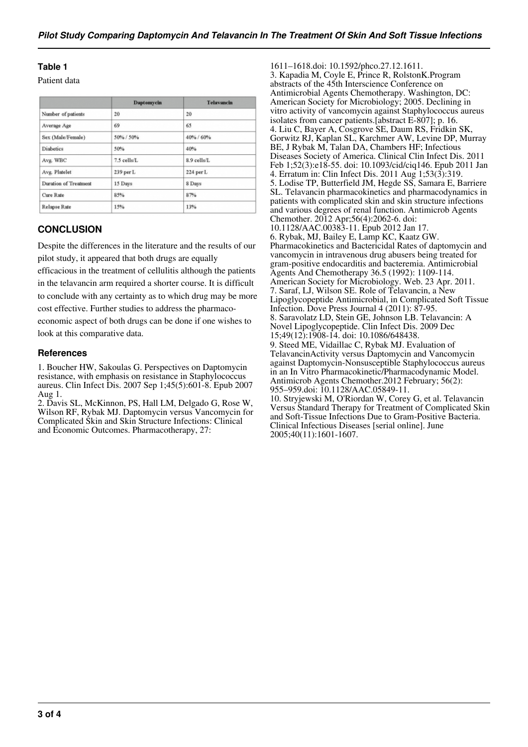### Table 1

Patient data

| | Daptomycin | Telavancin |
|---|---|---|
| Number of patients | 20 | 20 |
| Average Age | 69 | 65 |
| Sex (Male/Female) | 50% / 50% | 40% / 60% |
| Diabetics | 50% | 40% |
| Avg. WBC | 7.5 cells/L | 8.9 cells/L |
| Avg. Platelet | 239 per L | 224 per L |
| Duration of Treatment | 15 Days | 8 Days |
| Cure Rate | 85% | 87% |
| Relapse Rate | 15% | 13% |

## CONCLUSION

Despite the differences in the literature and the results of our pilot study, it appeared that both drugs are equally efficacious in the treatment of cellulitis although the patients in the telavancin arm required a shorter course. It is difficult to conclude with any certainty as to which drug may be more cost effective. Further studies to address the pharmaco-economic aspect of both drugs can be done if one wishes to look at this comparative data.

## References

1. Boucher HW, Sakoulas G. Perspectives on Daptomycin resistance, with emphasis on resistance in Staphylococcus aureus. Clin Infect Dis. 2007 Sep 1;45(5):601-8. Epub 2007 Aug 1.
2. Davis SL, McKinnon, PS, Hall LM, Delgado G, Rose W, Wilson RF, Rybak MJ. Daptomycin versus Vancomycin for Complicated Skin and Skin Structure Infections: Clinical and Economic Outcomes. Pharmacotherapy, 27: 1611–1618.doi: 10.1592/phco.27.12.1611.
3. Kapadia M, Coyle E, Prince R, RolstonK.Program abstracts of the 45th Interscience Conference on Antimicrobial Agents Chemotherapy. Washington, DC: American Society for Microbiology; 2005. Declining in vitro activity of vancomycin against Staphylococcus aureus isolates from cancer patients.[abstract E-807]; p. 16.
4. Liu C, Bayer A, Cosgrove SE, Daum RS, Fridkin SK, Gorwitz RJ, Kaplan SL, Karchmer AW, Levine DP, Murray BE, J Rybak M, Talan DA, Chambers HF; Infectious Diseases Society of America. Clinical Clin Infect Dis. 2011 Feb 1;52(3):e18-55. doi: 10.1093/cid/ciq146. Epub 2011 Jan 4. Erratum in: Clin Infect Dis. 2011 Aug 1;53(3):319.
5. Lodise TP, Butterfield JM, Hegde SS, Samara E, Barriere SL. Telavancin pharmacokinetics and pharmacodynamics in patients with complicated skin and skin structure infections and various degrees of renal function. Antimicrob Agents Chemother. 2012 Apr;56(4):2062-6. doi: 10.1128/AAC.00383-11. Epub 2012 Jan 17.
6. Rybak, MJ, Bailey E, Lamp KC, Kaatz GW. Pharmacokinetics and Bactericidal Rates of daptomycin and vancomycin in intravenous drug abusers being treated for gram-positive endocarditis and bacteremia. Antimicrobial Agents And Chemotherapy 36.5 (1992): 1109-114. American Society for Microbiology. Web. 23 Apr. 2011.
7. Saraf, LJ, Wilson SE. Role of Telavancin, a New Lipoglycopeptide Antimicrobial, in Complicated Soft Tissue Infection. Dove Press Journal 4 (2011): 87-95.
8. Saravolatz LD, Stein GE, Johnson LB. Telavancin: A Novel Lipoglycopeptide. Clin Infect Dis. 2009 Dec 15;49(12):1908-14. doi: 10.1086/648438.
9. Steed ME, Vidaillac C, Rybak MJ. Evaluation of TelavancinActivity versus Daptomycin and Vancomycin against Daptomycin-Nonsusceptible Staphylococcus aureus in an In Vitro Pharmacokinetic/Pharmacodynamic Model. Antimicrob Agents Chemother.2012 February; 56(2): 955–959.doi: 10.1128/AAC.05849-11.
10. Stryjewski M, O'Riordan W, Corey G, et al. Telavancin Versus Standard Therapy for Treatment of Complicated Skin and Soft-Tissue Infections Due to Gram-Positive Bacteria. Clinical Infectious Diseases [serial online]. June 2005;40(11):1601-1607.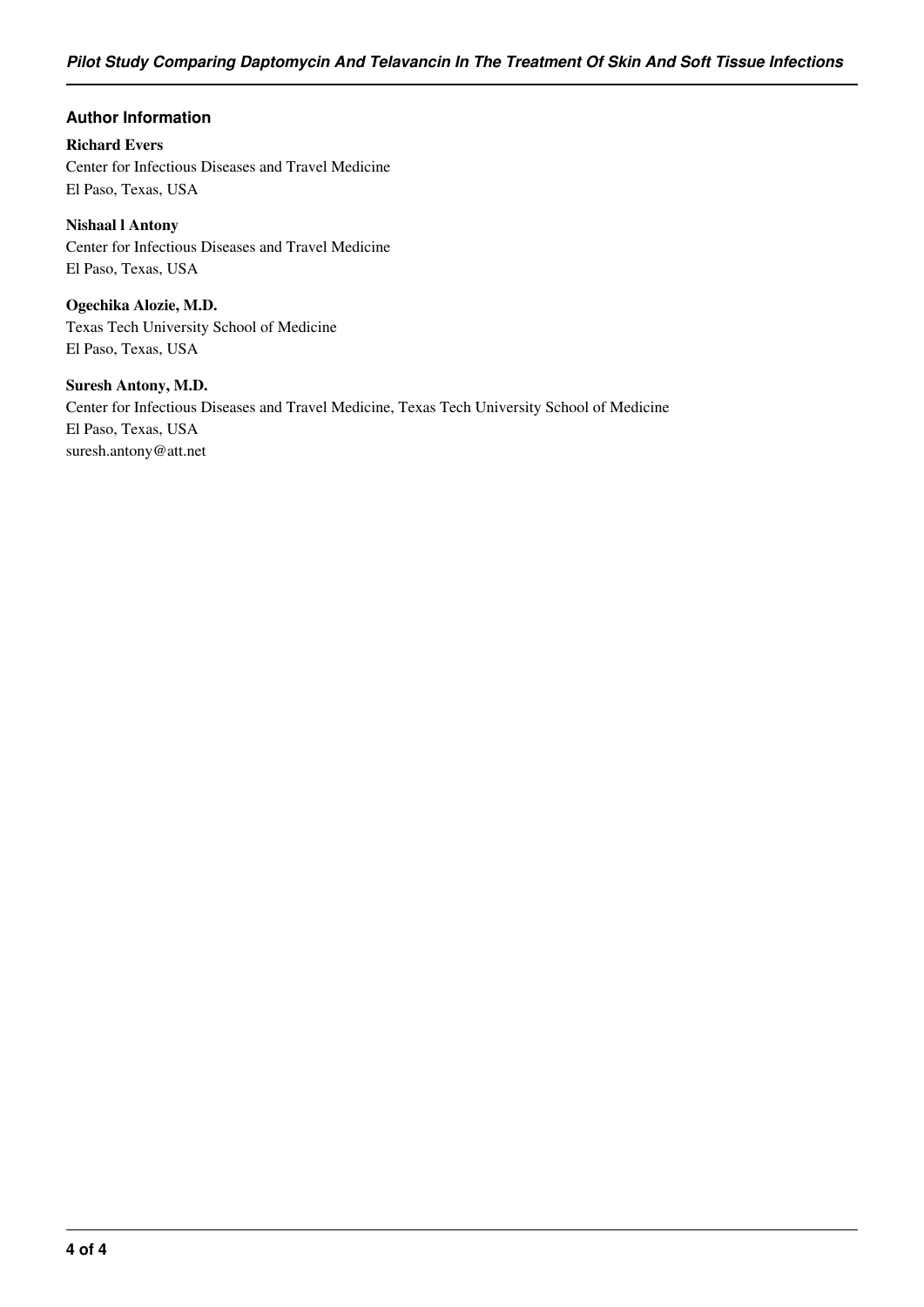## Author Information

**Richard Evers**
Center for Infectious Diseases and Travel Medicine
El Paso, Texas, USA

**Nishaal l Antony**
Center for Infectious Diseases and Travel Medicine
El Paso, Texas, USA

**Ogechika Alozie, M.D.**
Texas Tech University School of Medicine
El Paso, Texas, USA

**Suresh Antony, M.D.**
Center for Infectious Diseases and Travel Medicine, Texas Tech University School of Medicine
El Paso, Texas, USA
suresh.antony@att.net